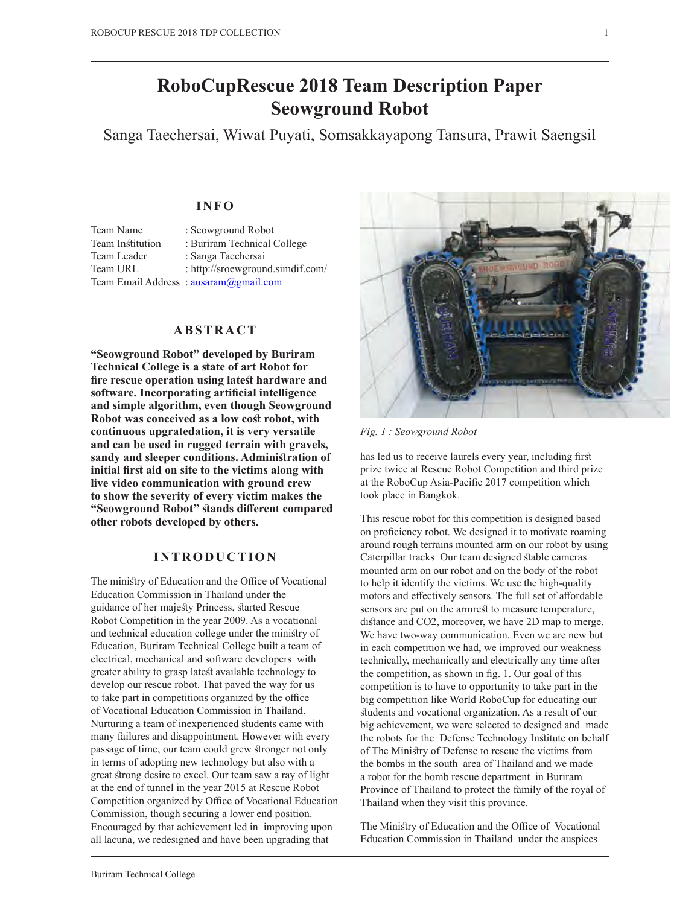# RoboCupRescue 2018 Team Description Paper Seowground Robot

Sanga Taechersai, Wiwat Puyati, Somsakkayapong Tansura, Prawit Saengsil

## INFO

| | |
|---|---|
| Team Name | : Seowground Robot |
| Team Institution | : Buriram Technical College |
| Team Leader | : Sanga Taechersai |
| Team URL | : http://sroewground.simdif.com/ |
| Team Email Address | : ausaram@gmail.com |

## ABSTRACT

**"Seowground Robot" developed by Buriram Technical College is a state of art Robot for fire rescue operation using latest hardware and software. Incorporating artificial intelligence and simple algorithm, even though Seowground Robot was conceived as a low cost robot, with continuous upgratedation, it is very versatile and can be used in rugged terrain with gravels, sandy and sleeper conditions. Administration of initial first aid on site to the victims along with live video communication with ground crew to show the severity of every victim makes the "Seowground Robot" stands different compared other robots developed by others.**

## INTRODUCTION

The ministry of Education and the Office of Vocational Education Commission in Thailand under the guidance of her majesty Princess, started Rescue Robot Competition in the year 2009. As a vocational and technical education college under the ministry of Education, Buriram Technical College built a team of electrical, mechanical and software developers with greater ability to grasp latest available technology to develop our rescue robot. That paved the way for us to take part in competitions organized by the office of Vocational Education Commission in Thailand. Nurturing a team of inexperienced students came with many failures and disappointment. However with every passage of time, our team could grew stronger not only in terms of adopting new technology but also with a great strong desire to excel. Our team saw a ray of light at the end of tunnel in the year 2015 at Rescue Robot Competition organized by Office of Vocational Education Commission, though securing a lower end position. Encouraged by that achievement led in improving upon all lacuna, we redesigned and have been upgrading that

*Fig. 1 : Seowground Robot*

has led us to receive laurels every year, including first prize twice at Rescue Robot Competition and third prize at the RoboCup Asia-Pacific 2017 competition which took place in Bangkok.

This rescue robot for this competition is designed based on proficiency robot. We designed it to motivate roaming around rough terrains mounted arm on our robot by using Caterpillar tracks Our team designed stable cameras mounted arm on our robot and on the body of the robot to help it identify the victims. We use the high-quality motors and effectively sensors. The full set of affordable sensors are put on the armrest to measure temperature, distance and CO2, moreover, we have 2D map to merge. We have two-way communication. Even we are new but in each competition we had, we improved our weakness technically, mechanically and electrically any time after the competition, as shown in fig. 1. Our goal of this competition is to have to opportunity to take part in the big competition like World RoboCup for educating our students and vocational organization. As a result of our big achievement, we were selected to designed and made the robots for the Defense Technology Institute on behalf of The Ministry of Defense to rescue the victims from the bombs in the south area of Thailand and we made a robot for the bomb rescue department in Buriram Province of Thailand to protect the family of the royal of Thailand when they visit this province.

The Ministry of Education and the Office of Vocational Education Commission in Thailand under the auspices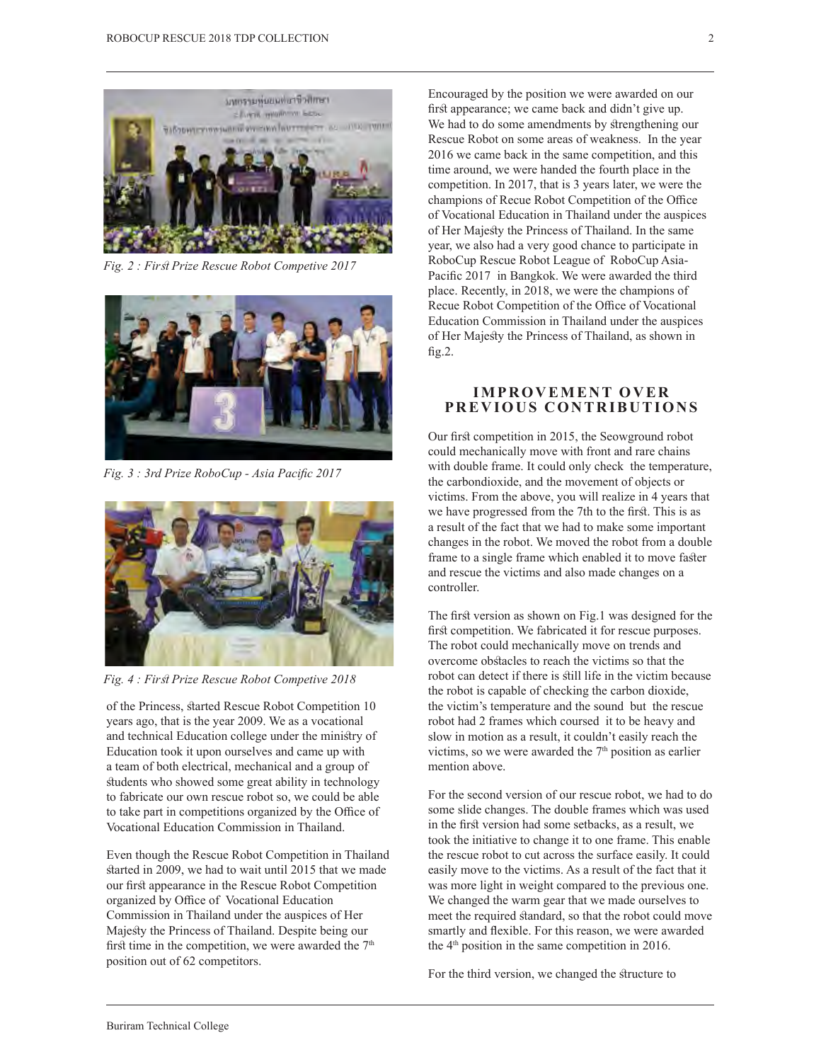Fig. 2 : First Prize Rescue Robot Competive 2017

Fig. 3 : 3rd Prize RoboCup - Asia Pacific 2017

Fig. 4 : First Prize Rescue Robot Competive 2018

of the Princess, started Rescue Robot Competition 10 years ago, that is the year 2009. We as a vocational and technical Education college under the ministry of Education took it upon ourselves and came up with a team of both electrical, mechanical and a group of students who showed some great ability in technology to fabricate our own rescue robot so, we could be able to take part in competitions organized by the Office of Vocational Education Commission in Thailand.

Even though the Rescue Robot Competition in Thailand started in 2009, we had to wait until 2015 that we made our first appearance in the Rescue Robot Competition organized by Office of Vocational Education Commission in Thailand under the auspices of Her Majesty the Princess of Thailand. Despite being our first time in the competition, we were awarded the 7th position out of 62 competitors.

Encouraged by the position we were awarded on our first appearance; we came back and didn't give up. We had to do some amendments by strengthening our Rescue Robot on some areas of weakness. In the year 2016 we came back in the same competition, and this time around, we were handed the fourth place in the competition. In 2017, that is 3 years later, we were the champions of Recue Robot Competition of the Office of Vocational Education in Thailand under the auspices of Her Majesty the Princess of Thailand. In the same year, we also had a very good chance to participate in RoboCup Rescue Robot League of RoboCup Asia-Pacific 2017 in Bangkok. We were awarded the third place. Recently, in 2018, we were the champions of Recue Robot Competition of the Office of Vocational Education Commission in Thailand under the auspices of Her Majesty the Princess of Thailand, as shown in fig.2.

## IMPROVEMENT OVER PREVIOUS CONTRIBUTIONS

Our first competition in 2015, the Seowground robot could mechanically move with front and rare chains with double frame. It could only check the temperature, the carbondioxide, and the movement of objects or victims. From the above, you will realize in 4 years that we have progressed from the 7th to the first. This is as a result of the fact that we had to make some important changes in the robot. We moved the robot from a double frame to a single frame which enabled it to move faster and rescue the victims and also made changes on a controller.

The first version as shown on Fig.1 was designed for the first competition. We fabricated it for rescue purposes. The robot could mechanically move on trends and overcome obstacles to reach the victims so that the robot can detect if there is still life in the victim because the robot is capable of checking the carbon dioxide, the victim's temperature and the sound but the rescue robot had 2 frames which coursed it to be heavy and slow in motion as a result, it couldn't easily reach the victims, so we were awarded the 7th position as earlier mention above.

For the second version of our rescue robot, we had to do some slide changes. The double frames which was used in the first version had some setbacks, as a result, we took the initiative to change it to one frame. This enable the rescue robot to cut across the surface easily. It could easily move to the victims. As a result of the fact that it was more light in weight compared to the previous one. We changed the warm gear that we made ourselves to meet the required standard, so that the robot could move smartly and flexible. For this reason, we were awarded the 4th position in the same competition in 2016.

For the third version, we changed the structure to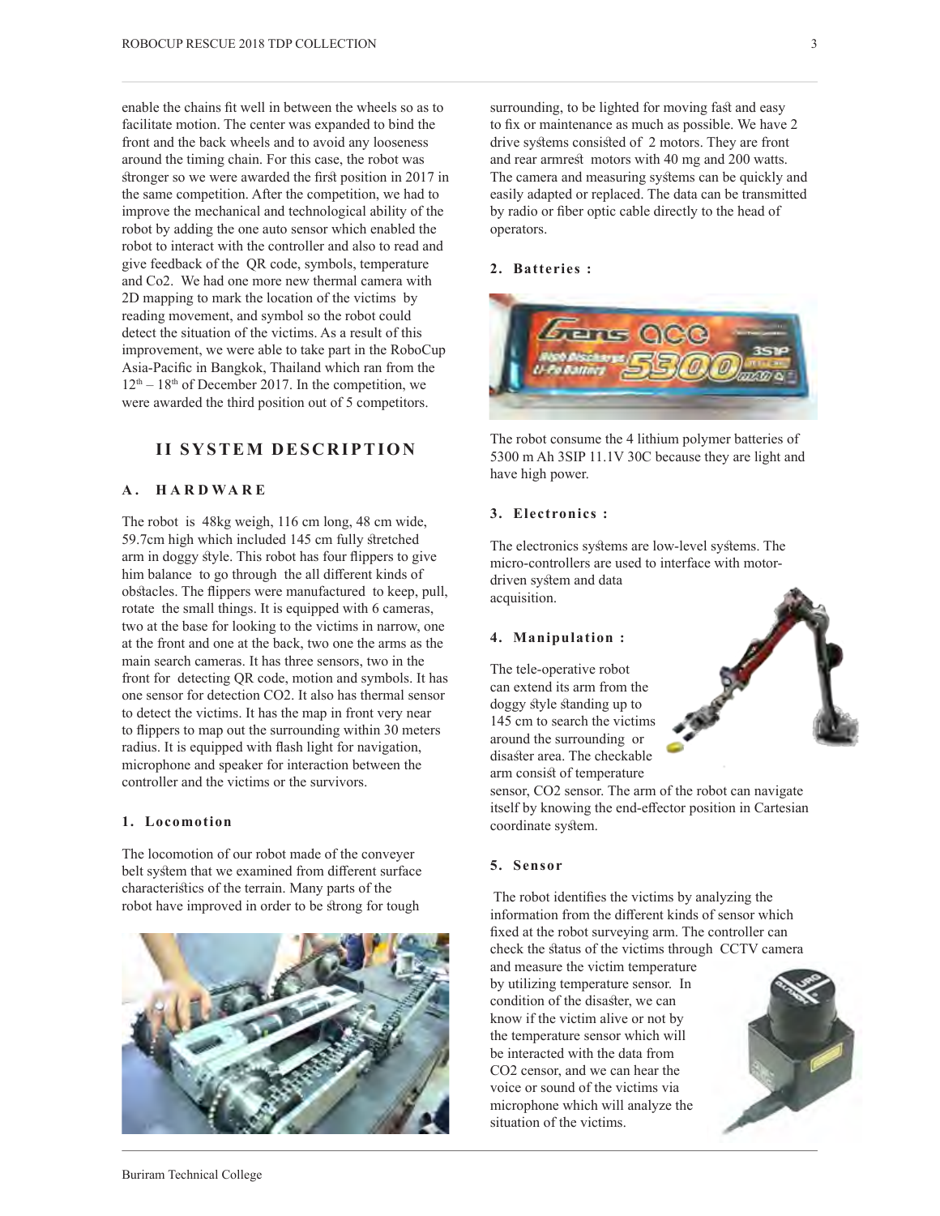enable the chains fit well in between the wheels so as to facilitate motion. The center was expanded to bind the front and the back wheels and to avoid any looseness around the timing chain. For this case, the robot was stronger so we were awarded the first position in 2017 in the same competition. After the competition, we had to improve the mechanical and technological ability of the robot by adding the one auto sensor which enabled the robot to interact with the controller and also to read and give feedback of the QR code, symbols, temperature and Co2. We had one more new thermal camera with 2D mapping to mark the location of the victims by reading movement, and symbol so the robot could detect the situation of the victims. As a result of this improvement, we were able to take part in the RoboCup Asia-Pacific in Bangkok, Thailand which ran from the 12th – 18th of December 2017. In the competition, we were awarded the third position out of 5 competitors.

## II SYSTEM DESCRIPTION

### A. HARDWARE

The robot is 48kg weigh, 116 cm long, 48 cm wide, 59.7cm high which included 145 cm fully stretched arm in doggy style. This robot has four flippers to give him balance to go through the all different kinds of obstacles. The flippers were manufactured to keep, pull, rotate the small things. It is equipped with 6 cameras, two at the base for looking to the victims in narrow, one at the front and one at the back, two one the arms as the main search cameras. It has three sensors, two in the front for detecting QR code, motion and symbols. It has one sensor for detection CO2. It also has thermal sensor to detect the victims. It has the map in front very near to flippers to map out the surrounding within 30 meters radius. It is equipped with flash light for navigation, microphone and speaker for interaction between the controller and the victims or the survivors.

#### 1. Locomotion

The locomotion of our robot made of the conveyer belt system that we examined from different surface characteristics of the terrain. Many parts of the robot have improved in order to be strong for tough surrounding, to be lighted for moving fast and easy to fix or maintenance as much as possible. We have 2 drive systems consisted of 2 motors. They are front and rear armrest motors with 40 mg and 200 watts. The camera and measuring systems can be quickly and easily adapted or replaced. The data can be transmitted by radio or fiber optic cable directly to the head of operators.

#### 2. Batteries :

The robot consume the 4 lithium polymer batteries of 5300 m Ah 3SIP 11.1V 30C because they are light and have high power.

#### 3. Electronics :

The electronics systems are low-level systems. The micro-controllers are used to interface with motor-driven system and data acquisition.

#### 4. Manipulation :

The tele-operative robot can extend its arm from the doggy style standing up to 145 cm to search the victims around the surrounding or disaster area. The checkable arm consist of temperature sensor, CO2 sensor. The arm of the robot can navigate itself by knowing the end-effector position in Cartesian coordinate system.

#### 5. Sensor

The robot identifies the victims by analyzing the information from the different kinds of sensor which fixed at the robot surveying arm. The controller can check the status of the victims through CCTV camera and measure the victim temperature by utilizing temperature sensor. In condition of the disaster, we can know if the victim alive or not by the temperature sensor which will be interacted with the data from CO2 censor, and we can hear the voice or sound of the victims via microphone which will analyze the situation of the victims.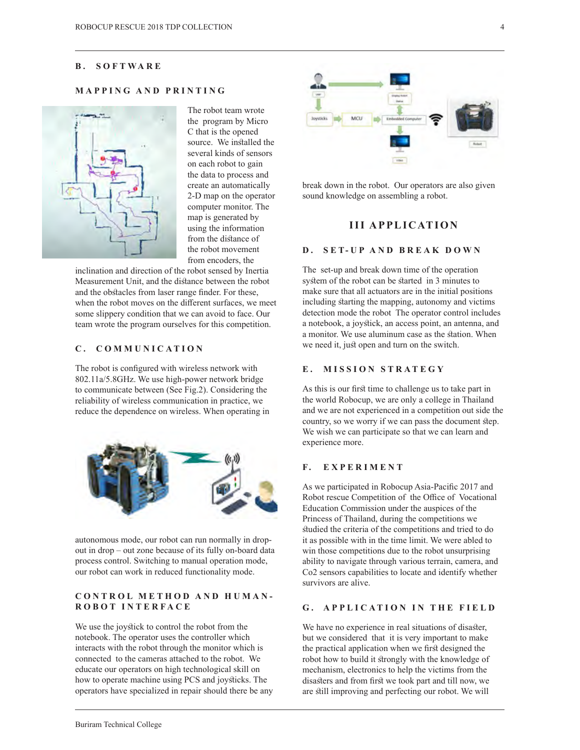## B. SOFTWARE

### MAPPING AND PRINTING

The robot team wrote the program by Micro C that is the opened source. We installed the several kinds of sensors on each robot to gain the data to process and create an automatically 2-D map on the operator computer monitor. The map is generated by using the information from the distance of the robot movement from encoders, the inclination and direction of the robot sensed by Inertia Measurement Unit, and the distance between the robot and the obstacles from laser range finder. For these, when the robot moves on the different surfaces, we meet some slippery condition that we can avoid to face. Our team wrote the program ourselves for this competition.

## C. COMMUNICATION

The robot is configured with wireless network with 802.11a/5.8GHz. We use high-power network bridge to communicate between (See Fig.2). Considering the reliability of wireless communication in practice, we reduce the dependence on wireless. When operating in autonomous mode, our robot can run normally in drop-out in drop – out zone because of its fully on-board data process control. Switching to manual operation mode, our robot can work in reduced functionality mode.

### CONTROL METHOD AND HUMAN-ROBOT INTERFACE

We use the joystick to control the robot from the notebook. The operator uses the controller which interacts with the robot through the monitor which is connected to the cameras attached to the robot. We educate our operators on high technological skill on how to operate machine using PCS and joysticks. The operators have specialized in repair should there be any break down in the robot. Our operators are also given sound knowledge on assembling a robot.

# III APPLICATION

## D. SET-UP AND BREAK DOWN

The set-up and break down time of the operation system of the robot can be started in 3 minutes to make sure that all actuators are in the initial positions including starting the mapping, autonomy and victims detection mode the robot The operator control includes a notebook, a joystick, an access point, an antenna, and a monitor. We use aluminum case as the station. When we need it, just open and turn on the switch.

## E. MISSION STRATEGY

As this is our first time to challenge us to take part in the world Robocup, we are only a college in Thailand and we are not experienced in a competition out side the country, so we worry if we can pass the document step. We wish we can participate so that we can learn and experience more.

## F. EXPERIMENT

As we participated in Robocup Asia-Pacific 2017 and Robot rescue Competition of the Office of Vocational Education Commission under the auspices of the Princess of Thailand, during the competitions we studied the criteria of the competitions and tried to do it as possible with in the time limit. We were abled to win those competitions due to the robot unsurprising ability to navigate through various terrain, camera, and Co2 sensors capabilities to locate and identify whether survivors are alive.

## G. APPLICATION IN THE FIELD

We have no experience in real situations of disaster, but we considered that it is very important to make the practical application when we first designed the robot how to build it strongly with the knowledge of mechanism, electronics to help the victims from the disasters and from first we took part and till now, we are still improving and perfecting our robot. We will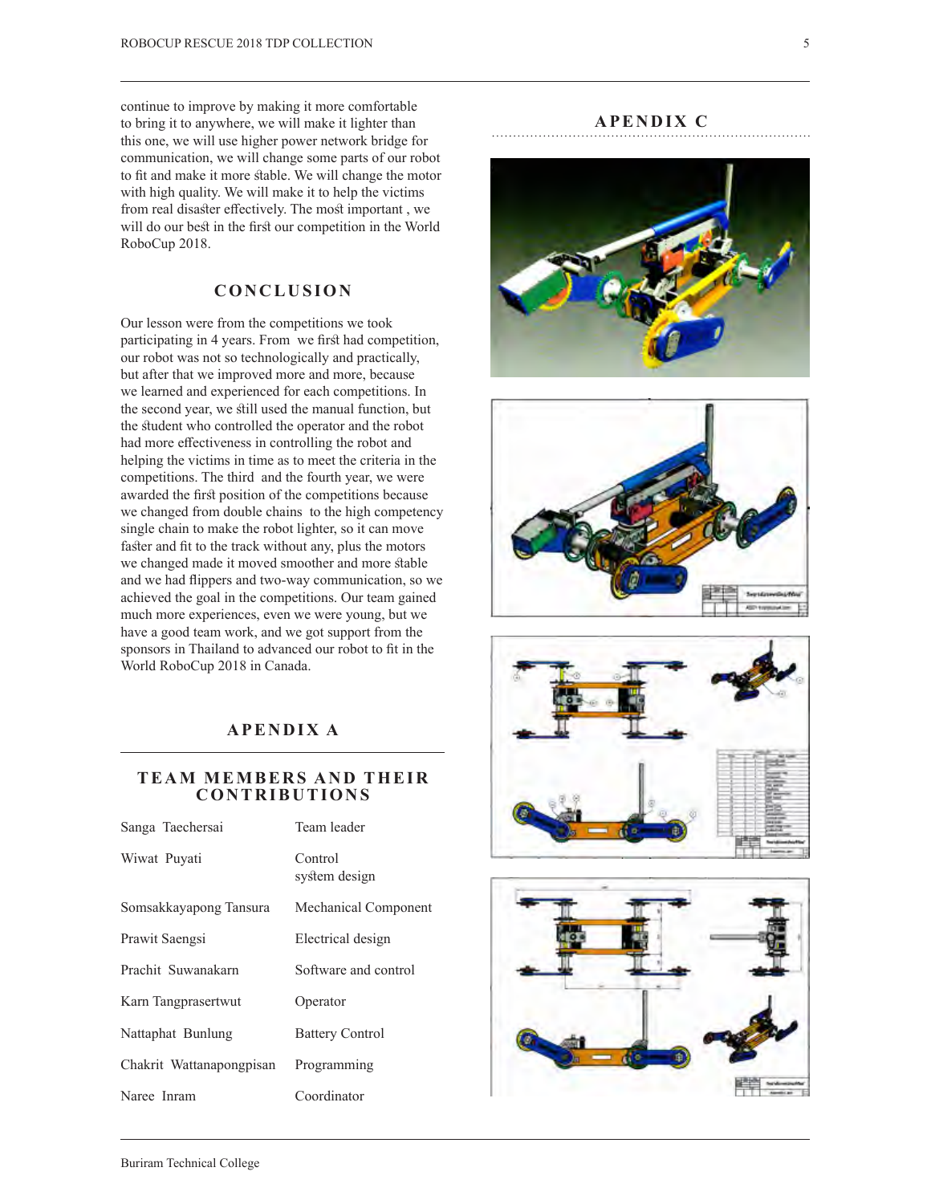continue to improve by making it more comfortable to bring it to anywhere, we will make it lighter than this one, we will use higher power network bridge for communication, we will change some parts of our robot to fit and make it more stable. We will change the motor with high quality. We will make it to help the victims from real disaster effectively. The most important , we will do our best in the first our competition in the World RoboCup 2018.

## CONCLUSION

Our lesson were from the competitions we took participating in 4 years. From we first had competition, our robot was not so technologically and practically, but after that we improved more and more, because we learned and experienced for each competitions. In the second year, we still used the manual function, but the student who controlled the operator and the robot had more effectiveness in controlling the robot and helping the victims in time as to meet the criteria in the competitions. The third and the fourth year, we were awarded the first position of the competitions because we changed from double chains to the high competency single chain to make the robot lighter, so it can move faster and fit to the track without any, plus the motors we changed made it moved smoother and more stable and we had flippers and two-way communication, so we achieved the goal in the competitions. Our team gained much more experiences, even we were young, but we have a good team work, and we got support from the sponsors in Thailand to advanced our robot to fit in the World RoboCup 2018 in Canada.

## APENDIX A

### TEAM MEMBERS AND THEIR CONTRIBUTIONS

| Name | Contribution |
|---|---|
| Sanga Taechersai | Team leader |
| Wiwat Puyati | Control system design |
| Somsakkayapong Tansura | Mechanical Component |
| Prawit Saengsi | Electrical design |
| Prachit Suwanakarn | Software and control |
| Karn Tangprasertwut | Operator |
| Nattaphat Bunlung | Battery Control |
| Chakrit Wattanapongpisan | Programming |
| Naree Inram | Coordinator |

## APENDIX C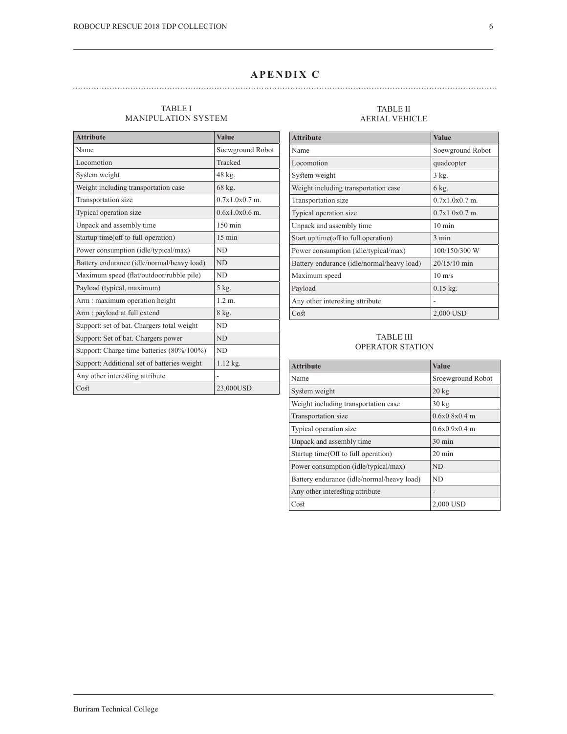# APENDIX C

TABLE I
MANIPULATION SYSTEM

| Attribute | Value |
|---|---|
| Name | Soewground Robot |
| Locomotion | Tracked |
| System weight | 48 kg. |
| Weight including transportation case | 68 kg. |
| Transportation size | 0.7x1.0x0.7 m. |
| Typical operation size | 0.6x1.0x0.6 m. |
| Unpack and assembly time | 150 min |
| Startup time(off to full operation) | 15 min |
| Power consumption (idle/typical/max) | ND |
| Battery endurance (idle/normal/heavy load) | ND |
| Maximum speed (flat/outdoor/rubble pile) | ND |
| Payload (typical, maximum) | 5 kg. |
| Arm : maximum operation height | 1.2 m. |
| Arm : payload at full extend | 8 kg. |
| Support: set of bat. Chargers total weight | ND |
| Support: Set of bat. Chargers power | ND |
| Support: Charge time batteries (80%/100%) | ND |
| Support: Additional set of batteries weight | 1.12 kg. |
| Any other interesting attribute | - |
| Cost | 23,000USD |

TABLE II
AERIAL VEHICLE

| Attribute | Value |
|---|---|
| Name | Soewground Robot |
| Locomotion | quadcopter |
| System weight | 3 kg. |
| Weight including transportation case | 6 kg. |
| Transportation size | 0.7x1.0x0.7 m. |
| Typical operation size | 0.7x1.0x0.7 m. |
| Unpack and assembly time | 10 min |
| Start up time(off to full operation) | 3 min |
| Power consumption (idle/typical/max) | 100/150/300 W |
| Battery endurance (idle/normal/heavy load) | 20/15/10 min |
| Maximum speed | 10 m/s |
| Payload | 0.15 kg. |
| Any other interesting attribute | - |
| Cost | 2,000 USD |

TABLE III
OPERATOR STATION

| Attribute | Value |
|---|---|
| Name | Sroewground Robot |
| System weight | 20 kg |
| Weight including transportation case | 30 kg |
| Transportation size | 0.6x0.8x0.4 m |
| Typical operation size | 0.6x0.9x0.4 m |
| Unpack and assembly time | 30 min |
| Startup time(Off to full operation) | 20 min |
| Power consumption (idle/typical/max) | ND |
| Battery endurance (idle/normal/heavy load) | ND |
| Any other interesting attribute | - |
| Cost | 2,000 USD |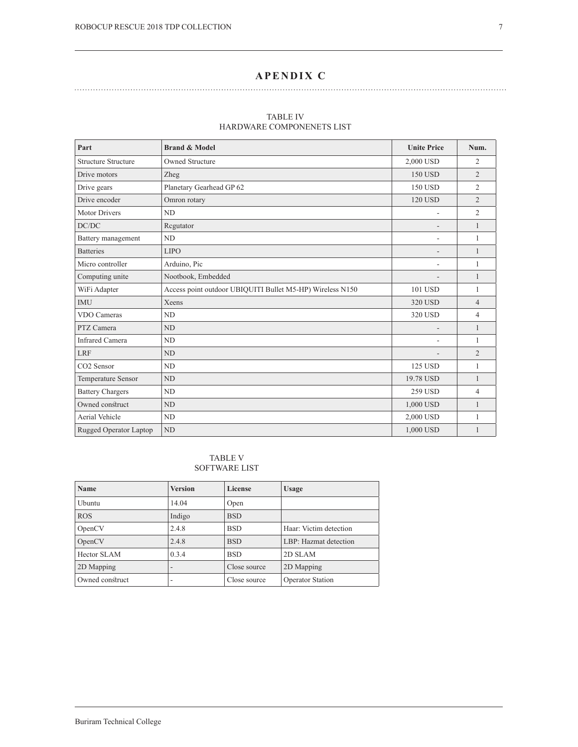# APENDIX C

TABLE IV
HARDWARE COMPONENETS LIST

| Part | Brand & Model | Unite Price | Num. |
|---|---|---|---|
| Structure Structure | Owned Structure | 2,000 USD | 2 |
| Drive motors | Zheg | 150 USD | 2 |
| Drive gears | Planetary Gearhead GP 62 | 150 USD | 2 |
| Drive encoder | Omron rotary | 120 USD | 2 |
| Motor Drivers | ND | - | 2 |
| DC/DC | Rcgutator | - | 1 |
| Battery management | ND | - | 1 |
| Batteries | LIPO | - | 1 |
| Micro controller | Arduino, Pic | - | 1 |
| Computing unite | Nootbook, Embedded | - | 1 |
| WiFi Adapter | Access point outdoor UBIQUITI Bullet M5-HP) Wireless N150 | 101 USD | 1 |
| IMU | Xeens | 320 USD | 4 |
| VDO Cameras | ND | 320 USD | 4 |
| PTZ Camera | ND | - | 1 |
| Infrared Camera | ND | - | 1 |
| LRF | ND | - | 2 |
| CO2 Sensor | ND | 125 USD | 1 |
| Temperature Sensor | ND | 19.78 USD | 1 |
| Battery Chargers | ND | 259 USD | 4 |
| Owned construct | ND | 1,000 USD | 1 |
| Aerial Vehicle | ND | 2,000 USD | 1 |
| Rugged Operator Laptop | ND | 1,000 USD | 1 |

TABLE V
SOFTWARE LIST

| Name | Version | License | Usage |
|---|---|---|---|
| Ubuntu | 14.04 | Open | |
| ROS | Indigo | BSD | |
| OpenCV | 2.4.8 | BSD | Haar: Victim detection |
| OpenCV | 2.4.8 | BSD | LBP: Hazmat detection |
| Hector SLAM | 0.3.4 | BSD | 2D SLAM |
| 2D Mapping | - | Close source | 2D Mapping |
| Owned construct | - | Close source | Operator Station |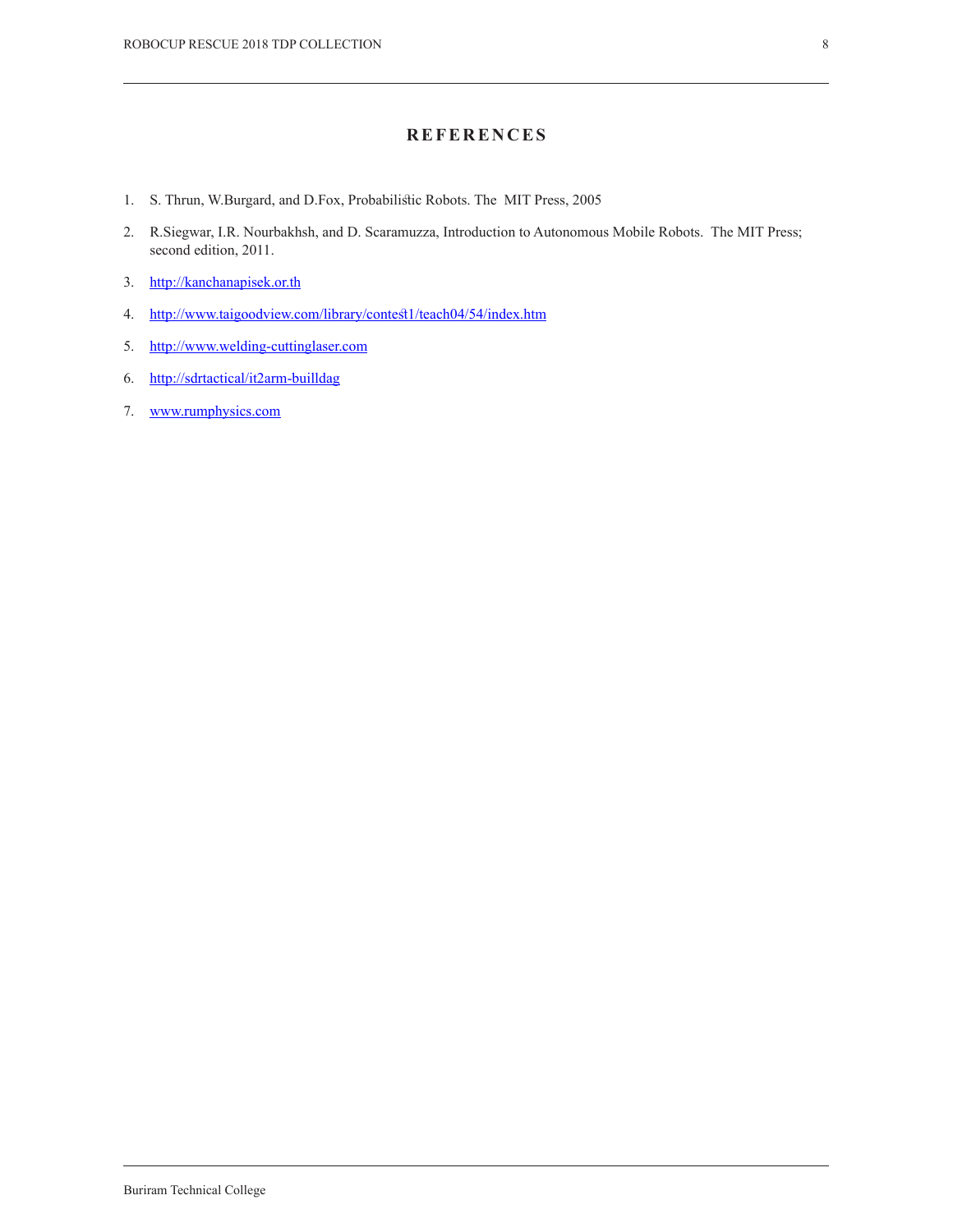# REFERENCES

1. S. Thrun, W.Burgard, and D.Fox, Probabilistic Robots. The MIT Press, 2005
2. R.Siegwar, I.R. Nourbakhsh, and D. Scaramuzza, Introduction to Autonomous Mobile Robots. The MIT Press; second edition, 2011.
3. http://kanchanapisek.or.th
4. http://www.taigoodview.com/library/contest1/teach04/54/index.htm
5. http://www.welding-cuttinglaser.com
6. http://sdrtactical/it2arm-builldag
7. www.rumphysics.com